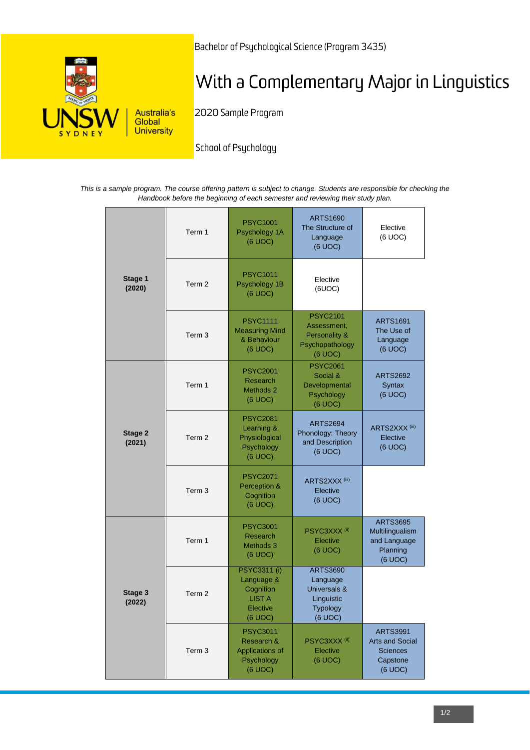Bachelor of Psychological Science (Program 3435)

# With a Complementary Major in Linguistics

2020 Sample Program

School of Psychology

*This is a sample program. The course offering pattern is subject to change. Students are responsible for checking the Handbook before the beginning of each semester and reviewing their study plan.*

| Stage | Term | Course | Course | Course |
|---|---|---|---|---|
| **Stage 1 (2020)** | Term 1 | PSYC1001 Psychology 1A (6 UOC) | ARTS1690 The Structure of Language (6 UOC) | Elective (6 UOC) |
| | Term 2 | PSYC1011 Psychology 1B (6 UOC) | Elective (6UOC) | |
| | Term 3 | PSYC1111 Measuring Mind & Behaviour (6 UOC) | PSYC2101 Assessment, Personality & Psychopathology (6 UOC) | ARTS1691 The Use of Language (6 UOC) |
| **Stage 2 (2021)** | Term 1 | PSYC2001 Research Methods 2 (6 UOC) | PSYC2061 Social & Developmental Psychology (6 UOC) | ARTS2692 Syntax (6 UOC) |
| | Term 2 | PSYC2081 Learning & Physiological Psychology (6 UOC) | ARTS2694 Phonology: Theory and Description (6 UOC) | ARTS2XXX (iii) Elective (6 UOC) |
| | Term 3 | PSYC2071 Perception & Cognition (6 UOC) | ARTS2XXX (iii) Elective (6 UOC) | |
| **Stage 3 (2022)** | Term 1 | PSYC3001 Research Methods 3 (6 UOC) | PSYC3XXX (ii) Elective (6 UOC) | ARTS3695 Multilingualism and Language Planning (6 UOC) |
| | Term 2 | PSYC3311 (i) Language & Cognition LIST A Elective (6 UOC) | ARTS3690 Language Universals & Linguistic Typology (6 UOC) | |
| | Term 3 | PSYC3011 Research & Applications of Psychology (6 UOC) | PSYC3XXX (ii) Elective (6 UOC) | ARTS3991 Arts and Social Sciences Capstone (6 UOC) |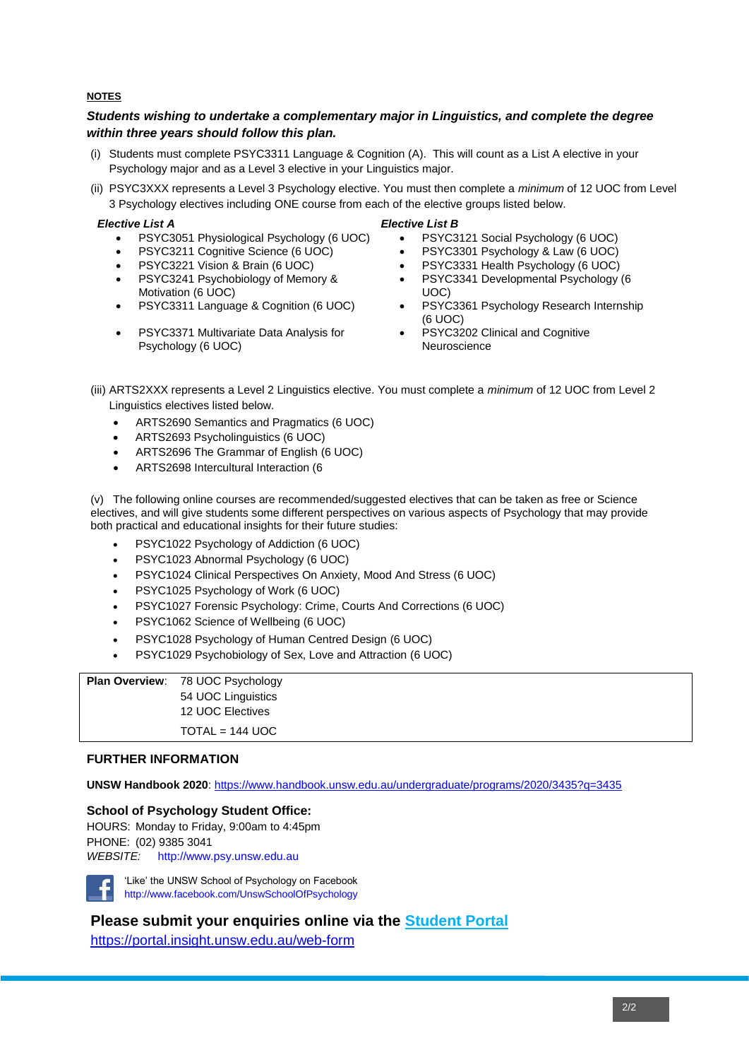**NOTES**

***Students wishing to undertake a complementary major in Linguistics, and complete the degree within three years should follow this plan.***

(i) Students must complete PSYC3311 Language & Cognition (A). This will count as a List A elective in your Psychology major and as a Level 3 elective in your Linguistics major.

(ii) PSYC3XXX represents a Level 3 Psychology elective. You must then complete a *minimum* of 12 UOC from Level 3 Psychology electives including ONE course from each of the elective groups listed below.

***Elective List A***

- PSYC3051 Physiological Psychology (6 UOC)
- PSYC3211 Cognitive Science (6 UOC)
- PSYC3221 Vision & Brain (6 UOC)
- PSYC3241 Psychobiology of Memory & Motivation (6 UOC)
- PSYC3311 Language & Cognition (6 UOC)
- PSYC3371 Multivariate Data Analysis for Psychology (6 UOC)

***Elective List B***

- PSYC3121 Social Psychology (6 UOC)
- PSYC3301 Psychology & Law (6 UOC)
- PSYC3331 Health Psychology (6 UOC)
- PSYC3341 Developmental Psychology (6 UOC)
- PSYC3361 Psychology Research Internship (6 UOC)
- PSYC3202 Clinical and Cognitive Neuroscience

(iii) ARTS2XXX represents a Level 2 Linguistics elective. You must complete a *minimum* of 12 UOC from Level 2 Linguistics electives listed below.

- ARTS2690 Semantics and Pragmatics (6 UOC)
- ARTS2693 Psycholinguistics (6 UOC)
- ARTS2696 The Grammar of English (6 UOC)
- ARTS2698 Intercultural Interaction (6

(v) The following online courses are recommended/suggested electives that can be taken as free or Science electives, and will give students some different perspectives on various aspects of Psychology that may provide both practical and educational insights for their future studies:

- PSYC1022 Psychology of Addiction (6 UOC)
- PSYC1023 Abnormal Psychology (6 UOC)
- PSYC1024 Clinical Perspectives On Anxiety, Mood And Stress (6 UOC)
- PSYC1025 Psychology of Work (6 UOC)
- PSYC1027 Forensic Psychology: Crime, Courts And Corrections (6 UOC)
- PSYC1062 Science of Wellbeing (6 UOC)
- PSYC1028 Psychology of Human Centred Design (6 UOC)
- PSYC1029 Psychobiology of Sex, Love and Attraction (6 UOC)

| | |
|---|---|
| **Plan Overview**: | 78 UOC Psychology<br>54 UOC Linguistics<br>12 UOC Electives<br>TOTAL = 144 UOC |

## FURTHER INFORMATION

**UNSW Handbook 2020**: https://www.handbook.unsw.edu.au/undergraduate/programs/2020/3435?q=3435

### School of Psychology Student Office:

HOURS: Monday to Friday, 9:00am to 4:45pm
PHONE: (02) 9385 3041
*WEBSITE:* http://www.psy.unsw.edu.au

'Like' the UNSW School of Psychology on Facebook
http://www.facebook.com/UnswSchoolOfPsychology

### Please submit your enquiries online via the Student Portal

https://portal.insight.unsw.edu.au/web-form